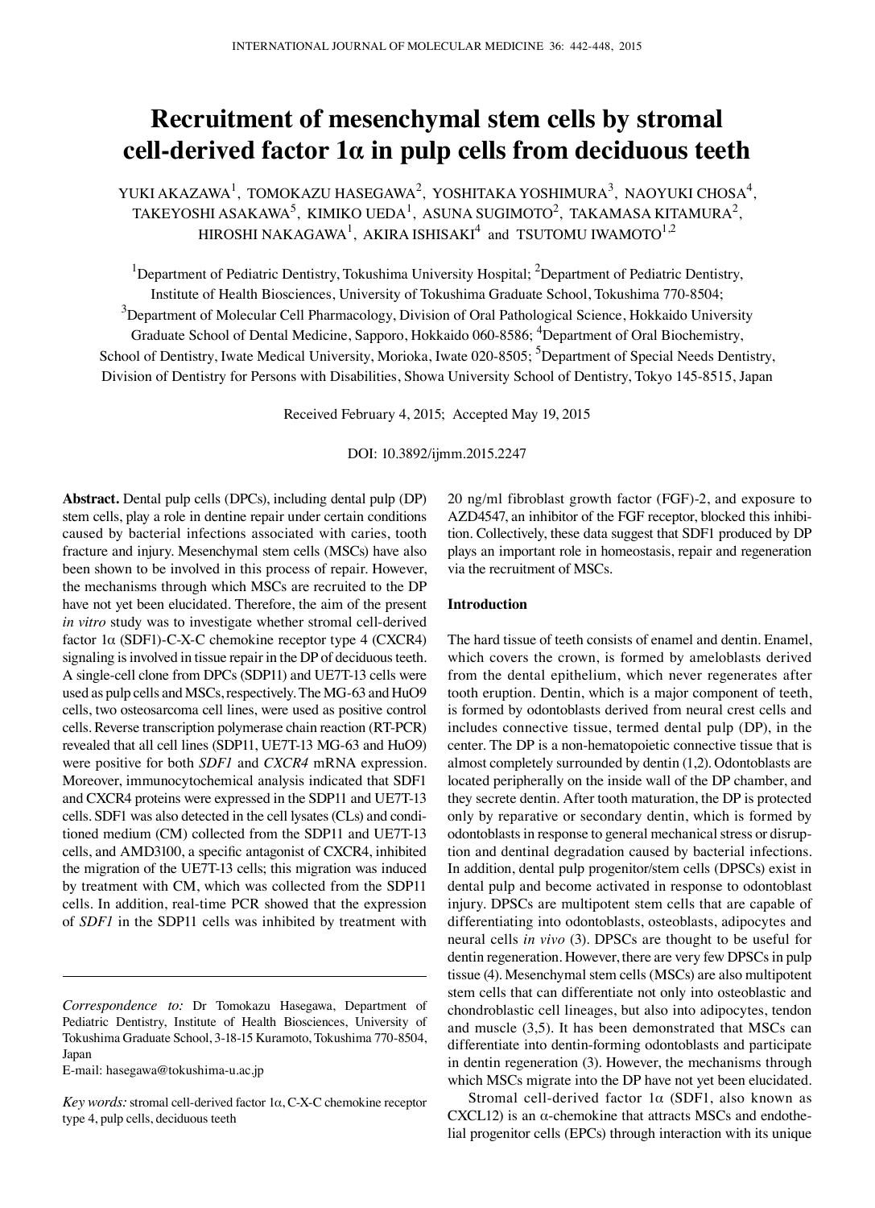# Recruitment of mesenchymal stem cells by stromal cell-derived factor 1α in pulp cells from deciduous teeth

YUKI AKAZAWA[1], TOMOKAZU HASEGAWA[2], YOSHITAKA YOSHIMURA[3], NAOYUKI CHOSA[4], TAKEYOSHI ASAKAWA[5], KIMIKO UEDA[1], ASUNA SUGIMOTO[2], TAKAMASA KITAMURA[2], HIROSHI NAKAGAWA[1], AKIRA ISHISAKI[4] and TSUTOMU IWAMOTO[1,2]

[1]Department of Pediatric Dentistry, Tokushima University Hospital; [2]Department of Pediatric Dentistry, Institute of Health Biosciences, University of Tokushima Graduate School, Tokushima 770-8504; [3]Department of Molecular Cell Pharmacology, Division of Oral Pathological Science, Hokkaido University Graduate School of Dental Medicine, Sapporo, Hokkaido 060-8586; [4]Department of Oral Biochemistry, School of Dentistry, Iwate Medical University, Morioka, Iwate 020-8505; [5]Department of Special Needs Dentistry, Division of Dentistry for Persons with Disabilities, Showa University School of Dentistry, Tokyo 145-8515, Japan

Received February 4, 2015; Accepted May 19, 2015

DOI: 10.3892/ijmm.2015.2247

**Abstract.** Dental pulp cells (DPCs), including dental pulp (DP) stem cells, play a role in dentine repair under certain conditions caused by bacterial infections associated with caries, tooth fracture and injury. Mesenchymal stem cells (MSCs) have also been shown to be involved in this process of repair. However, the mechanisms through which MSCs are recruited to the DP have not yet been elucidated. Therefore, the aim of the present *in vitro* study was to investigate whether stromal cell-derived factor 1α (SDF1)-C-X-C chemokine receptor type 4 (CXCR4) signaling is involved in tissue repair in the DP of deciduous teeth. A single-cell clone from DPCs (SDP11) and UE7T-13 cells were used as pulp cells and MSCs, respectively. The MG-63 and HuO9 cells, two osteosarcoma cell lines, were used as positive control cells. Reverse transcription polymerase chain reaction (RT-PCR) revealed that all cell lines (SDP11, UE7T-13 MG-63 and HuO9) were positive for both *SDF1* and *CXCR4* mRNA expression. Moreover, immunocytochemical analysis indicated that SDF1 and CXCR4 proteins were expressed in the SDP11 and UE7T-13 cells. SDF1 was also detected in the cell lysates (CLs) and conditioned medium (CM) collected from the SDP11 and UE7T-13 cells, and AMD3100, a specific antagonist of CXCR4, inhibited the migration of the UE7T-13 cells; this migration was induced by treatment with CM, which was collected from the SDP11 cells. In addition, real-time PCR showed that the expression of *SDF1* in the SDP11 cells was inhibited by treatment with 20 ng/ml fibroblast growth factor (FGF)-2, and exposure to AZD4547, an inhibitor of the FGF receptor, blocked this inhibition. Collectively, these data suggest that SDF1 produced by DP plays an important role in homeostasis, repair and regeneration via the recruitment of MSCs.

*Correspondence to:* Dr Tomokazu Hasegawa, Department of Pediatric Dentistry, Institute of Health Biosciences, University of Tokushima Graduate School, 3-18-15 Kuramoto, Tokushima 770-8504, Japan
E-mail: hasegawa@tokushima-u.ac.jp

*Key words:* stromal cell-derived factor 1α, C-X-C chemokine receptor type 4, pulp cells, deciduous teeth

## Introduction

The hard tissue of teeth consists of enamel and dentin. Enamel, which covers the crown, is formed by ameloblasts derived from the dental epithelium, which never regenerates after tooth eruption. Dentin, which is a major component of teeth, is formed by odontoblasts derived from neural crest cells and includes connective tissue, termed dental pulp (DP), in the center. The DP is a non-hematopoietic connective tissue that is almost completely surrounded by dentin (1,2). Odontoblasts are located peripherally on the inside wall of the DP chamber, and they secrete dentin. After tooth maturation, the DP is protected only by reparative or secondary dentin, which is formed by odontoblasts in response to general mechanical stress or disruption and dentinal degradation caused by bacterial infections. In addition, dental pulp progenitor/stem cells (DPSCs) exist in dental pulp and become activated in response to odontoblast injury. DPSCs are multipotent stem cells that are capable of differentiating into odontoblasts, osteoblasts, adipocytes and neural cells *in vivo* (3). DPSCs are thought to be useful for dentin regeneration. However, there are very few DPSCs in pulp tissue (4). Mesenchymal stem cells (MSCs) are also multipotent stem cells that can differentiate not only into osteoblastic and chondroblastic cell lineages, but also into adipocytes, tendon and muscle (3,5). It has been demonstrated that MSCs can differentiate into dentin-forming odontoblasts and participate in dentin regeneration (3). However, the mechanisms through which MSCs migrate into the DP have not yet been elucidated.

Stromal cell-derived factor 1α (SDF1, also known as CXCL12) is an α-chemokine that attracts MSCs and endothelial progenitor cells (EPCs) through interaction with its unique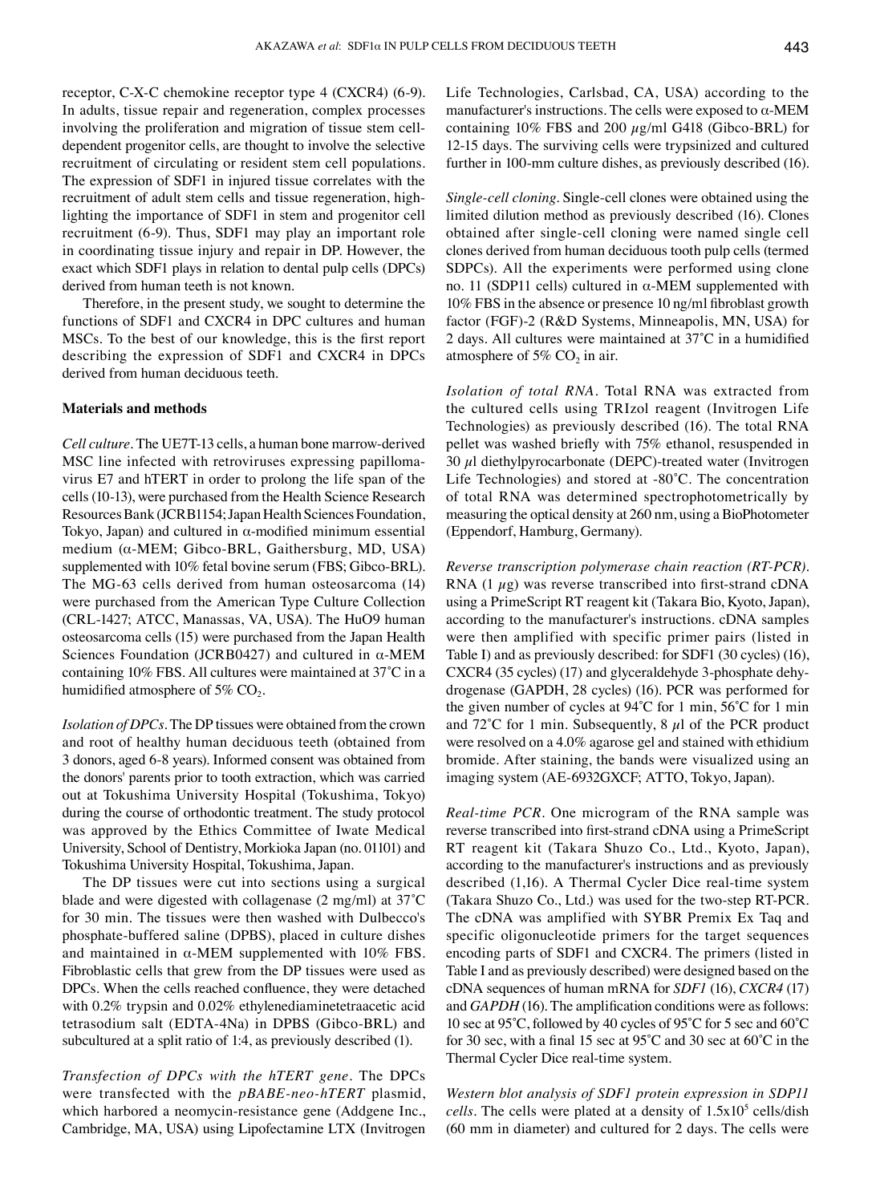receptor, C-X-C chemokine receptor type 4 (CXCR4) (6-9). In adults, tissue repair and regeneration, complex processes involving the proliferation and migration of tissue stem cell-dependent progenitor cells, are thought to involve the selective recruitment of circulating or resident stem cell populations. The expression of SDF1 in injured tissue correlates with the recruitment of adult stem cells and tissue regeneration, highlighting the importance of SDF1 in stem and progenitor cell recruitment (6-9). Thus, SDF1 may play an important role in coordinating tissue injury and repair in DP. However, the exact which SDF1 plays in relation to dental pulp cells (DPCs) derived from human teeth is not known.

Therefore, in the present study, we sought to determine the functions of SDF1 and CXCR4 in DPC cultures and human MSCs. To the best of our knowledge, this is the first report describing the expression of SDF1 and CXCR4 in DPCs derived from human deciduous teeth.

## Materials and methods

*Cell culture*. The UE7T-13 cells, a human bone marrow-derived MSC line infected with retroviruses expressing papillomavirus E7 and hTERT in order to prolong the life span of the cells (10-13), were purchased from the Health Science Research Resources Bank (JCRB1154; Japan Health Sciences Foundation, Tokyo, Japan) and cultured in α-modified minimum essential medium (α-MEM; Gibco-BRL, Gaithersburg, MD, USA) supplemented with 10% fetal bovine serum (FBS; Gibco-BRL). The MG-63 cells derived from human osteosarcoma (14) were purchased from the American Type Culture Collection (CRL-1427; ATCC, Manassas, VA, USA). The HuO9 human osteosarcoma cells (15) were purchased from the Japan Health Sciences Foundation (JCRB0427) and cultured in α-MEM containing 10% FBS. All cultures were maintained at 37˚C in a humidified atmosphere of 5% $CO_2$.

*Isolation of DPCs*. The DP tissues were obtained from the crown and root of healthy human deciduous teeth (obtained from 3 donors, aged 6-8 years). Informed consent was obtained from the donors' parents prior to tooth extraction, which was carried out at Tokushima University Hospital (Tokushima, Tokyo) during the course of orthodontic treatment. The study protocol was approved by the Ethics Committee of Iwate Medical University, School of Dentistry, Morkioka Japan (no. 01101) and Tokushima University Hospital, Tokushima, Japan.

The DP tissues were cut into sections using a surgical blade and were digested with collagenase (2 mg/ml) at 37˚C for 30 min. The tissues were then washed with Dulbecco's phosphate-buffered saline (DPBS), placed in culture dishes and maintained in α-MEM supplemented with 10% FBS. Fibroblastic cells that grew from the DP tissues were used as DPCs. When the cells reached confluence, they were detached with 0.2% trypsin and 0.02% ethylenediaminetetraacetic acid tetrasodium salt (EDTA-4Na) in DPBS (Gibco-BRL) and subcultured at a split ratio of 1:4, as previously described (1).

*Transfection of DPCs with the hTERT gene*. The DPCs were transfected with the *pBABE-neo-hTERT* plasmid, which harbored a neomycin-resistance gene (Addgene Inc., Cambridge, MA, USA) using Lipofectamine LTX (Invitrogen Life Technologies, Carlsbad, CA, USA) according to the manufacturer's instructions. The cells were exposed to α-MEM containing 10% FBS and 200 µg/ml G418 (Gibco-BRL) for 12-15 days. The surviving cells were trypsinized and cultured further in 100-mm culture dishes, as previously described (16).

*Single-cell cloning*. Single-cell clones were obtained using the limited dilution method as previously described (16). Clones obtained after single-cell cloning were named single cell clones derived from human deciduous tooth pulp cells (termed SDPCs). All the experiments were performed using clone no. 11 (SDP11 cells) cultured in α-MEM supplemented with 10% FBS in the absence or presence 10 ng/ml fibroblast growth factor (FGF)-2 (R&D Systems, Minneapolis, MN, USA) for 2 days. All cultures were maintained at 37˚C in a humidified atmosphere of 5% $CO_2$ in air.

*Isolation of total RNA*. Total RNA was extracted from the cultured cells using TRIzol reagent (Invitrogen Life Technologies) as previously described (16). The total RNA pellet was washed briefly with 75% ethanol, resuspended in 30 µl diethylpyrocarbonate (DEPC)-treated water (Invitrogen Life Technologies) and stored at -80˚C. The concentration of total RNA was determined spectrophotometrically by measuring the optical density at 260 nm, using a BioPhotometer (Eppendorf, Hamburg, Germany).

*Reverse transcription polymerase chain reaction (RT-PCR)*. RNA (1 µg) was reverse transcribed into first-strand cDNA using a PrimeScript RT reagent kit (Takara Bio, Kyoto, Japan), according to the manufacturer's instructions. cDNA samples were then amplified with specific primer pairs (listed in Table I) and as previously described: for SDF1 (30 cycles) (16), CXCR4 (35 cycles) (17) and glyceraldehyde 3-phosphate dehydrogenase (GAPDH, 28 cycles) (16). PCR was performed for the given number of cycles at 94˚C for 1 min, 56˚C for 1 min and 72˚C for 1 min. Subsequently, 8 µl of the PCR product were resolved on a 4.0% agarose gel and stained with ethidium bromide. After staining, the bands were visualized using an imaging system (AE-6932GXCF; ATTO, Tokyo, Japan).

*Real-time PCR*. One microgram of the RNA sample was reverse transcribed into first-strand cDNA using a PrimeScript RT reagent kit (Takara Shuzo Co., Ltd., Kyoto, Japan), according to the manufacturer's instructions and as previously described (1,16). A Thermal Cycler Dice real-time system (Takara Shuzo Co., Ltd.) was used for the two-step RT-PCR. The cDNA was amplified with SYBR Premix Ex Taq and specific oligonucleotide primers for the target sequences encoding parts of SDF1 and CXCR4. The primers (listed in Table I and as previously described) were designed based on the cDNA sequences of human mRNA for *SDF1* (16), *CXCR4* (17) and *GAPDH* (16). The amplification conditions were as follows: 10 sec at 95˚C, followed by 40 cycles of 95˚C for 5 sec and 60˚C for 30 sec, with a final 15 sec at 95˚C and 30 sec at 60˚C in the Thermal Cycler Dice real-time system.

*Western blot analysis of SDF1 protein expression in SDP11 cells*. The cells were plated at a density of $1.5x10^5$ cells/dish (60 mm in diameter) and cultured for 2 days. The cells were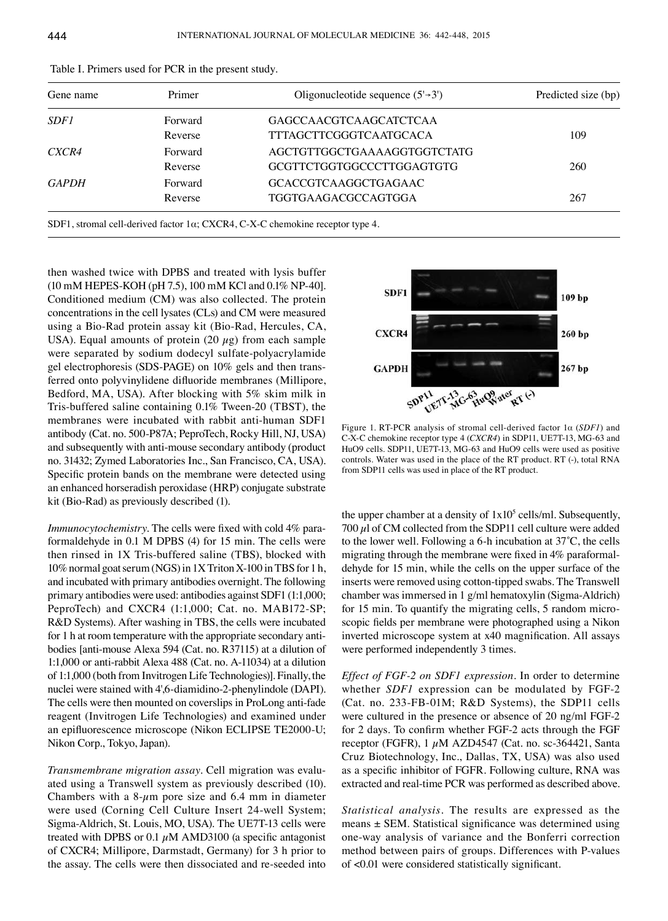Table I. Primers used for PCR in the present study.

| Gene name | Primer | Oligonucleotide sequence (5'→3') | Predicted size (bp) |
|---|---|---|---|
| *SDF1* | Forward | GAGCCAACGTCAAGCATCTCAA | |
| | Reverse | TTTAGCTTCGGGTCAATGCACA | 109 |
| *CXCR4* | Forward | AGCTGTTGGCTGAAAAGGTGGTCTATG | |
| | Reverse | GCGTTCTGGTGGCCCTTGGAGTGTG | 260 |
| *GAPDH* | Forward | GCACCGTCAAGGCTGAGAAC | |
| | Reverse | TGGTGAAGACGCCAGTGGA | 267 |

SDF1, stromal cell-derived factor 1α; CXCR4, C-X-C chemokine receptor type 4.

then washed twice with DPBS and treated with lysis buffer (10 mM HEPES-KOH (pH 7.5), 100 mM KCl and 0.1% NP-40]. Conditioned medium (CM) was also collected. The protein concentrations in the cell lysates (CLs) and CM were measured using a Bio-Rad protein assay kit (Bio-Rad, Hercules, CA, USA). Equal amounts of protein (20 $\mu$g) from each sample were separated by sodium dodecyl sulfate-polyacrylamide gel electrophoresis (SDS-PAGE) on 10% gels and then transferred onto polyvinylidene difluoride membranes (Millipore, Bedford, MA, USA). After blocking with 5% skim milk in Tris-buffered saline containing 0.1% Tween-20 (TBST), the membranes were incubated with rabbit anti-human SDF1 antibody (Cat. no. 500-P87A; PeproTech, Rocky Hill, NJ, USA) and subsequently with anti-mouse secondary antibody (product no. 31432; Zymed Laboratories Inc., San Francisco, CA, USA). Specific protein bands on the membrane were detected using an enhanced horseradish peroxidase (HRP) conjugate substrate kit (Bio-Rad) as previously described (1).

*Immunocytochemistry*. The cells were fixed with cold 4% paraformaldehyde in 0.1 M DPBS (4) for 15 min. The cells were then rinsed in 1X Tris-buffered saline (TBS), blocked with 10% normal goat serum (NGS) in 1X Triton X-100 in TBS for 1 h, and incubated with primary antibodies overnight. The following primary antibodies were used: antibodies against SDF1 (1:1,000; PeproTech) and CXCR4 (1:1,000; Cat. no. MAB172-SP; R&D Systems). After washing in TBS, the cells were incubated for 1 h at room temperature with the appropriate secondary antibodies [anti-mouse Alexa 594 (Cat. no. R37115) at a dilution of 1:1,000 or anti-rabbit Alexa 488 (Cat. no. A-11034) at a dilution of 1:1,000 (both from Invitrogen Life Technologies)]. Finally, the nuclei were stained with 4',6-diamidino-2-phenylindole (DAPI). The cells were then mounted on coverslips in ProLong anti-fade reagent (Invitrogen Life Technologies) and examined under an epifluorescence microscope (Nikon ECLIPSE TE2000-U; Nikon Corp., Tokyo, Japan).

*Transmembrane migration assay*. Cell migration was evaluated using a Transwell system as previously described (10). Chambers with a 8-$\mu$m pore size and 6.4 mm in diameter were used (Corning Cell Culture Insert 24-well System; Sigma-Aldrich, St. Louis, MO, USA). The UE7T-13 cells were treated with DPBS or 0.1 $\mu$M AMD3100 (a specific antagonist of CXCR4; Millipore, Darmstadt, Germany) for 3 h prior to the assay. The cells were then dissociated and re-seeded into the upper chamber at a density of $1\text{x}10^5$ cells/ml. Subsequently, 700 $\mu$l of CM collected from the SDP11 cell culture were added to the lower well. Following a 6-h incubation at 37˚C, the cells migrating through the membrane were fixed in 4% paraformaldehyde for 15 min, while the cells on the upper surface of the inserts were removed using cotton-tipped swabs. The Transwell chamber was immersed in 1 g/ml hematoxylin (Sigma-Aldrich) for 15 min. To quantify the migrating cells, 5 random microscopic fields per membrane were photographed using a Nikon inverted microscope system at x40 magnification. All assays were performed independently 3 times.

Figure 1. RT-PCR analysis of stromal cell-derived factor 1α (*SDF1*) and C-X-C chemokine receptor type 4 (*CXCR4*) in SDP11, UE7T-13, MG-63 and HuO9 cells. SDP11, UE7T-13, MG-63 and HuO9 cells were used as positive controls. Water was used in the place of the RT product. RT (-), total RNA from SDP11 cells was used in place of the RT product.

*Effect of FGF-2 on SDF1 expression*. In order to determine whether *SDF1* expression can be modulated by FGF-2 (Cat. no. 233-FB-01M; R&D Systems), the SDP11 cells were cultured in the presence or absence of 20 ng/ml FGF-2 for 2 days. To confirm whether FGF-2 acts through the FGF receptor (FGFR), 1 $\mu$M AZD4547 (Cat. no. sc-364421, Santa Cruz Biotechnology, Inc., Dallas, TX, USA) was also used as a specific inhibitor of FGFR. Following culture, RNA was extracted and real-time PCR was performed as described above.

*Statistical analysis*. The results are expressed as the means ± SEM. Statistical significance was determined using one-way analysis of variance and the Bonferri correction method between pairs of groups. Differences with P-values of <0.01 were considered statistically significant.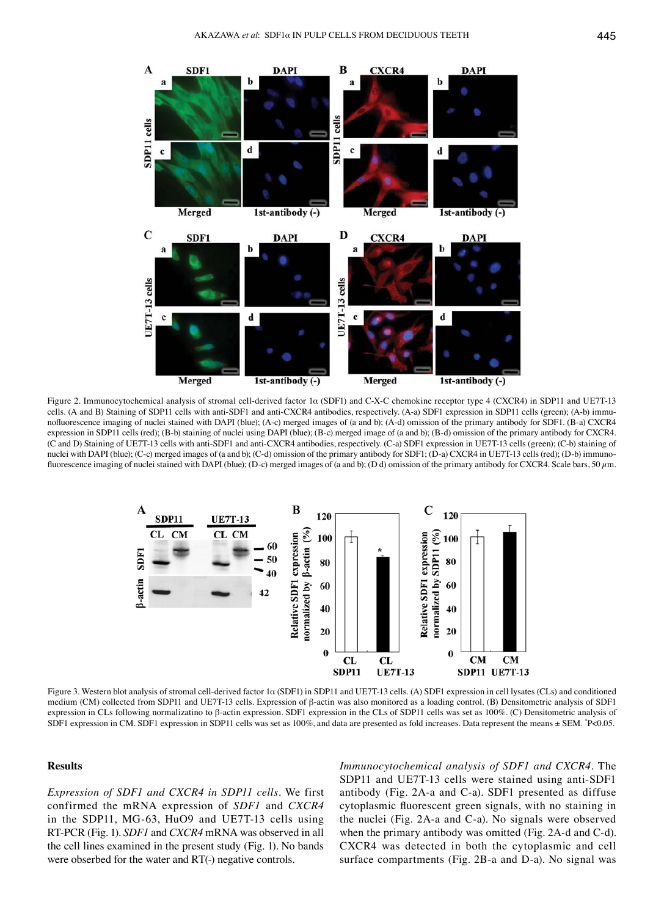Figure 2. Immunocytochemical analysis of stromal cell-derived factor 1α (SDF1) and C-X-C chemokine receptor type 4 (CXCR4) in SDP11 and UE7T-13 cells. (A and B) Staining of SDP11 cells with anti-SDF1 and anti-CXCR4 antibodies, respectively. (A-a) SDF1 expression in SDP11 cells (green); (A-b) immunofluorescence imaging of nuclei stained with DAPI (blue); (A-c) merged images of (a and b); (A-d) omission of the primary antibody for SDF1. (B-a) CXCR4 expression in SDP11 cells (red); (B-b) staining of nuclei using DAPI (blue); (B-c) merged image of (a and b); (B-d) omission of the primary antibody for CXCR4. (C and D) Staining of UE7T-13 cells with anti-SDF1 and anti-CXCR4 antibodies, respectively. (C-a) SDF1 expression in UE7T-13 cells (green); (C-b) staining of nuclei with DAPI (blue); (C-c) merged images of (a and b); (C-d) omission of the primary antibody for SDF1; (D-a) CXCR4 in UE7T-13 cells (red); (D-b) immunofluorescence imaging of nuclei stained with DAPI (blue); (D-c) merged images of (a and b); (D d) omission of the primary antibody for CXCR4. Scale bars, 50 $\mu$m.

Figure 3. Western blot analysis of stromal cell-derived factor 1α (SDF1) in SDP11 and UE7T-13 cells. (A) SDF1 expression in cell lysates (CLs) and conditioned medium (CM) collected from SDP11 and UE7T-13 cells. Expression of β-actin was also monitored as a loading control. (B) Densitometric analysis of SDF1 expression in CLs following normalizatino to β-actin expression. SDF1 expression in the CLs of SDP11 cells was set as 100%. (C) Densitometric analysis of SDF1 expression in CM. SDF1 expression in SDP11 cells was set as 100%, and data are presented as fold increases. Data represent the means ± SEM. *P<0.05.

## Results

*Expression of SDF1 and CXCR4 in SDP11 cells.* We first confirmed the mRNA expression of *SDF1* and *CXCR4* in the SDP11, MG-63, HuO9 and UE7T-13 cells using RT-PCR (Fig. 1). *SDF1* and *CXCR4* mRNA was observed in all the cell lines examined in the present study (Fig. 1). No bands were obserbed for the water and RT(-) negative controls.

*Immunocytochemical analysis of SDF1 and CXCR4.* The SDP11 and UE7T-13 cells were stained using anti-SDF1 antibody (Fig. 2A-a and C-a). SDF1 presented as diffuse cytoplasmic fluorescent green signals, with no staining in the nuclei (Fig. 2A-a and C-a). No signals were observed when the primary antibody was omitted (Fig. 2A-d and C-d). CXCR4 was detected in both the cytoplasmic and cell surface compartments (Fig. 2B-a and D-a). No signal was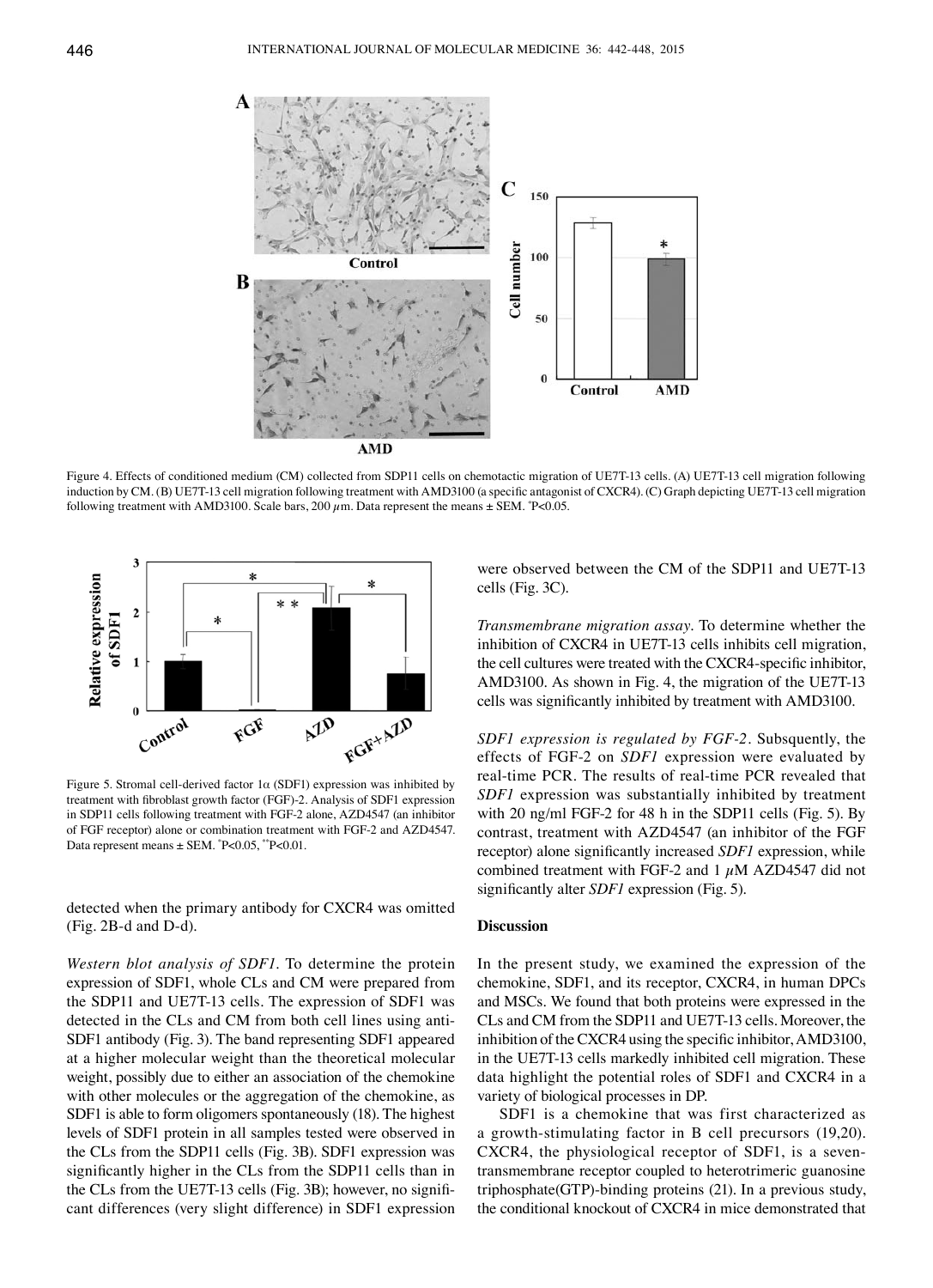Figure 4. Effects of conditioned medium (CM) collected from SDP11 cells on chemotactic migration of UE7T-13 cells. (A) UE7T-13 cell migration following induction by CM. (B) UE7T-13 cell migration following treatment with AMD3100 (a specific antagonist of CXCR4). (C) Graph depicting UE7T-13 cell migration following treatment with AMD3100. Scale bars, 200 $\mu$m. Data represent the means ± SEM. *P<0.05.

Figure 5. Stromal cell-derived factor 1$\alpha$ (SDF1) expression was inhibited by treatment with fibroblast growth factor (FGF)-2. Analysis of SDF1 expression in SDP11 cells following treatment with FGF-2 alone, AZD4547 (an inhibitor of FGF receptor) alone or combination treatment with FGF-2 and AZD4547. Data represent means ± SEM. *P<0.05, **P<0.01.

detected when the primary antibody for CXCR4 was omitted (Fig. 2B-d and D-d).

*Western blot analysis of SDF1*. To determine the protein expression of SDF1, whole CLs and CM were prepared from the SDP11 and UE7T-13 cells. The expression of SDF1 was detected in the CLs and CM from both cell lines using anti-SDF1 antibody (Fig. 3). The band representing SDF1 appeared at a higher molecular weight than the theoretical molecular weight, possibly due to either an association of the chemokine with other molecules or the aggregation of the chemokine, as SDF1 is able to form oligomers spontaneously (18). The highest levels of SDF1 protein in all samples tested were observed in the CLs from the SDP11 cells (Fig. 3B). SDF1 expression was significantly higher in the CLs from the SDP11 cells than in the CLs from the UE7T-13 cells (Fig. 3B); however, no significant differences (very slight difference) in SDF1 expression were observed between the CM of the SDP11 and UE7T-13 cells (Fig. 3C).

*Transmembrane migration assay*. To determine whether the inhibition of CXCR4 in UE7T-13 cells inhibits cell migration, the cell cultures were treated with the CXCR4-specific inhibitor, AMD3100. As shown in Fig. 4, the migration of the UE7T-13 cells was significantly inhibited by treatment with AMD3100.

*SDF1 expression is regulated by FGF-2*. Subsequently, the effects of FGF-2 on *SDF1* expression were evaluated by real-time PCR. The results of real-time PCR revealed that *SDF1* expression was substantially inhibited by treatment with 20 ng/ml FGF-2 for 48 h in the SDP11 cells (Fig. 5). By contrast, treatment with AZD4547 (an inhibitor of the FGF receptor) alone significantly increased *SDF1* expression, while combined treatment with FGF-2 and 1 $\mu$M AZD4547 did not significantly alter *SDF1* expression (Fig. 5).

## Discussion

In the present study, we examined the expression of the chemokine, SDF1, and its receptor, CXCR4, in human DPCs and MSCs. We found that both proteins were expressed in the CLs and CM from the SDP11 and UE7T-13 cells. Moreover, the inhibition of the CXCR4 using the specific inhibitor, AMD3100, in the UE7T-13 cells markedly inhibited cell migration. These data highlight the potential roles of SDF1 and CXCR4 in a variety of biological processes in DP.

SDF1 is a chemokine that was first characterized as a growth-stimulating factor in B cell precursors (19,20). CXCR4, the physiological receptor of SDF1, is a seven-transmembrane receptor coupled to heterotrimeric guanosine triphosphate(GTP)-binding proteins (21). In a previous study, the conditional knockout of CXCR4 in mice demonstrated that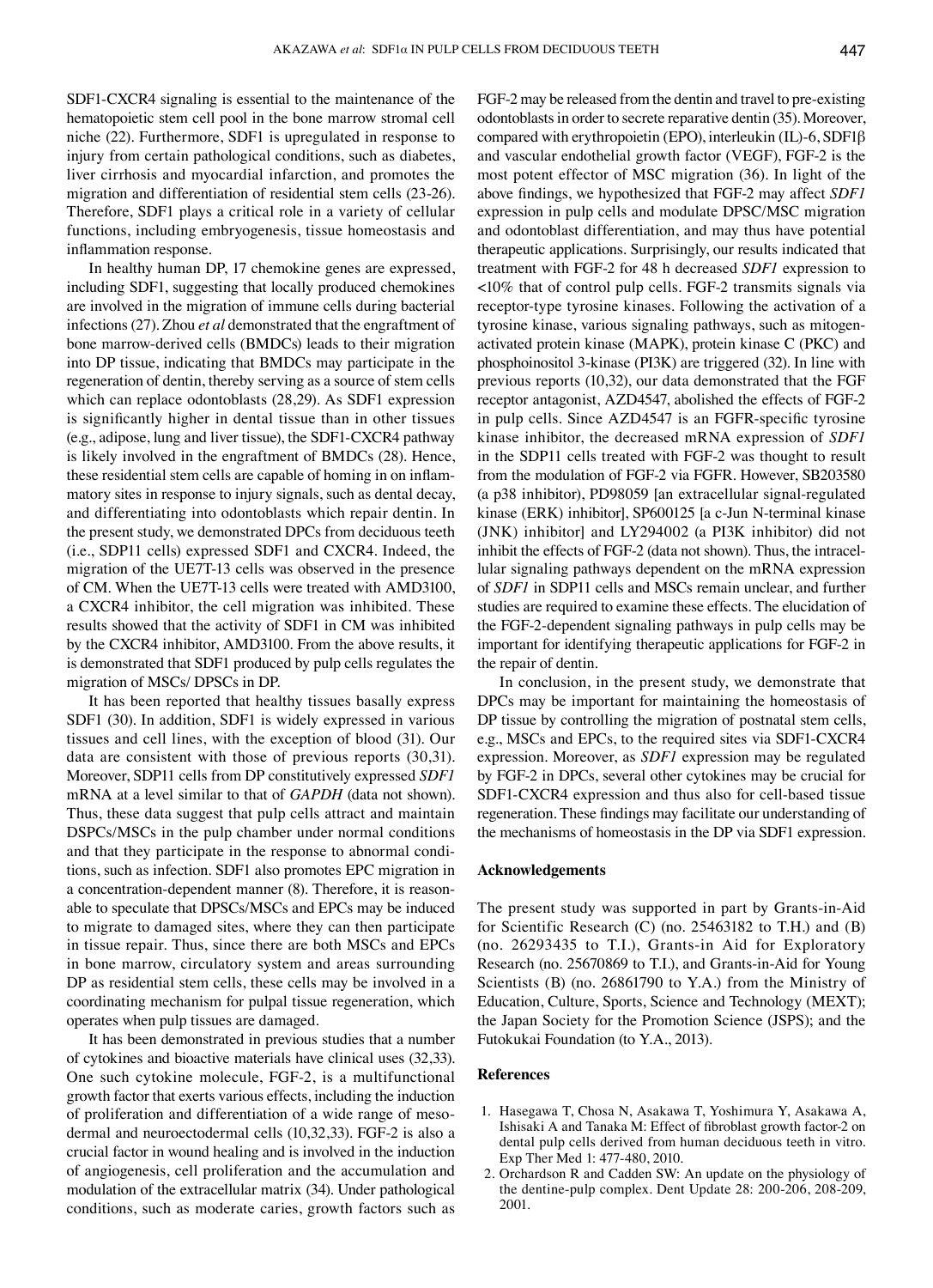SDF1-CXCR4 signaling is essential to the maintenance of the hematopoietic stem cell pool in the bone marrow stromal cell niche (22). Furthermore, SDF1 is upregulated in response to injury from certain pathological conditions, such as diabetes, liver cirrhosis and myocardial infarction, and promotes the migration and differentiation of residential stem cells (23-26). Therefore, SDF1 plays a critical role in a variety of cellular functions, including embryogenesis, tissue homeostasis and inflammation response.

In healthy human DP, 17 chemokine genes are expressed, including SDF1, suggesting that locally produced chemokines are involved in the migration of immune cells during bacterial infections (27). Zhou *et al* demonstrated that the engraftment of bone marrow-derived cells (BMDCs) leads to their migration into DP tissue, indicating that BMDCs may participate in the regeneration of dentin, thereby serving as a source of stem cells which can replace odontoblasts (28,29). As SDF1 expression is significantly higher in dental tissue than in other tissues (e.g., adipose, lung and liver tissue), the SDF1-CXCR4 pathway is likely involved in the engraftment of the BMDCs (28). Hence, these residential stem cells are capable of homing in on inflammatory sites in response to injury signals, such as dental decay, and differentiating into odontoblasts which repair dentin. In the present study, we demonstrated DPCs from deciduous teeth (i.e., SDP11 cells) expressed SDF1 and CXCR4. Indeed, the migration of the UE7T-13 cells was observed in the presence of CM. When the UE7T-13 cells were treated with AMD3100, a CXCR4 inhibitor, the cell migration was inhibited. These results showed that the activity of SDF1 in CM was inhibited by the CXCR4 inhibitor, AMD3100. From the above results, it is demonstrated that SDF1 produced by pulp cells regulates the migration of MSCs/ DPSCs in DP.

It has been reported that healthy tissues basally express SDF1 (30). In addition, SDF1 is widely expressed in various tissues and cell lines, with the exception of blood (31). Our data are consistent with those of previous reports (30,31). Moreover, SDP11 cells from DP constitutively expressed *SDF1* mRNA at a level similar to that of *GAPDH* (data not shown). Thus, these data suggest that pulp cells attract and maintain DSPCs/MSCs in the pulp chamber under normal conditions and that they participate in the response to abnormal conditions, such as infection. SDF1 also promotes EPC migration in a concentration-dependent manner (8). Therefore, it is reasonable to speculate that DPSCs/MSCs and EPCs may be induced to migrate to damaged sites, where they can then participate in tissue repair. Thus, since there are both MSCs and EPCs in bone marrow, circulatory system and areas surrounding DP as residential stem cells, these cells may be involved in a coordinating mechanism for pulpal tissue regeneration, which operates when pulp tissues are damaged.

It has been demonstrated in previous studies that a number of cytokines and bioactive materials have clinical uses (32,33). One such cytokine molecule, FGF-2, is a multifunctional growth factor that exerts various effects, including the induction of proliferation and differentiation of a wide range of mesodermal and neuroectodermal cells (10,32,33). FGF-2 is also a crucial factor in wound healing and is involved in the induction of angiogenesis, cell proliferation and the accumulation and modulation of the extracellular matrix (34). Under pathological conditions, such as moderate caries, growth factors such as FGF-2 may be released from the dentin and travel to pre-existing odontoblasts in order to secrete reparative dentin (35). Moreover, compared with erythropoietin (EPO), interleukin (IL)-6, SDF1β and vascular endothelial growth factor (VEGF), FGF-2 is the most potent effector of MSC migration (36). In light of the above findings, we hypothesized that FGF-2 may affect *SDF1* expression in pulp cells and modulate DPSC/MSC migration and odontoblast differentiation, and may thus have potential therapeutic applications. Surprisingly, our results indicated that treatment with FGF-2 for 48 h decreased *SDF1* expression to <10% that of control pulp cells. FGF-2 transmits signals via receptor-type tyrosine kinases. Following the activation of a tyrosine kinase, various signaling pathways, such as mitogen-activated protein kinase (MAPK), protein kinase C (PKC) and phosphoinositol 3-kinase (PI3K) are triggered (32). In line with previous reports (10,32), our data demonstrated that the FGF receptor antagonist, AZD4547, abolished the effects of FGF-2 in pulp cells. Since AZD4547 is an FGFR-specific tyrosine kinase inhibitor, the decreased mRNA expression of *SDF1* in the SDP11 cells treated with FGF-2 was thought to result from the modulation of FGF-2 via FGFR. However, SB203580 (a p38 inhibitor), PD98059 [an extracellular signal-regulated kinase (ERK) inhibitor], SP600125 [a c-Jun N-terminal kinase (JNK) inhibitor] and LY294002 (a PI3K inhibitor) did not inhibit the effects of FGF-2 (data not shown). Thus, the intracellular signaling pathways dependent on the mRNA expression of *SDF1* in SDP11 cells and MSCs remain unclear, and further studies are required to examine these effects. The elucidation of the FGF-2-dependent signaling pathways in pulp cells may be important for identifying therapeutic applications for FGF-2 in the repair of dentin.

In conclusion, in the present study, we demonstrate that DPCs may be important for maintaining the homeostasis of DP tissue by controlling the migration of postnatal stem cells, e.g., MSCs and EPCs, to the required sites via SDF1-CXCR4 expression. Moreover, as *SDF1* expression may be regulated by FGF-2 in DPCs, several other cytokines may be crucial for SDF1-CXCR4 expression and thus also for cell-based tissue regeneration. These findings may facilitate our understanding of the mechanisms of homeostasis in the DP via SDF1 expression.

## Acknowledgements

The present study was supported in part by Grants-in-Aid for Scientific Research (C) (no. 25463182 to T.H.) and (B) (no. 26293435 to T.I.), Grants-in Aid for Exploratory Research (no. 25670869 to T.I.), and Grants-in-Aid for Young Scientists (B) (no. 26861790 to Y.A.) from the Ministry of Education, Culture, Sports, Science and Technology (MEXT); the Japan Society for the Promotion Science (JSPS); and the Futokukai Foundation (to Y.A., 2013).

## References

1. Hasegawa T, Chosa N, Asakawa T, Yoshimura Y, Asakawa A, Ishisaki A and Tanaka M: Effect of fibroblast growth factor-2 on dental pulp cells derived from human deciduous teeth in vitro. Exp Ther Med 1: 477-480, 2010.
2. Orchardson R and Cadden SW: An update on the physiology of the dentine-pulp complex. Dent Update 28: 200-206, 208-209, 2001.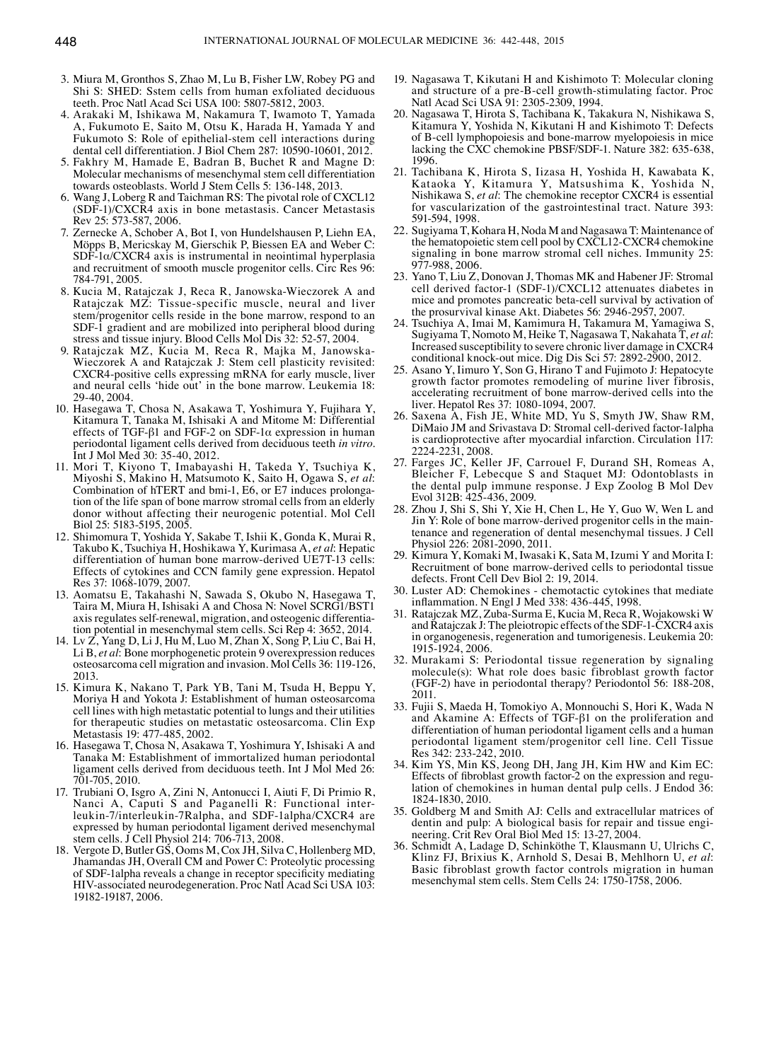3. Miura M, Gronthos S, Zhao M, Lu B, Fisher LW, Robey PG and Shi S: SHED: Sstem cells from human exfoliated deciduous teeth. Proc Natl Acad Sci USA 100: 5807-5812, 2003.
4. Arakaki M, Ishikawa M, Nakamura T, Iwamoto T, Yamada A, Fukumoto E, Saito M, Otsu K, Harada H, Yamada Y and Fukumoto S: Role of epithelial-stem cell interactions during dental cell differentiation. J Biol Chem 287: 10590-10601, 2012.
5. Fakhry M, Hamade E, Badran B, Buchet R and Magne D: Molecular mechanisms of mesenchymal stem cell differentiation towards osteoblasts. World J Stem Cells 5: 136-148, 2013.
6. Wang J, Loberg R and Taichman RS: The pivotal role of CXCL12 (SDF-1)/CXCR4 axis in bone metastasis. Cancer Metastasis Rev 25: 573-587, 2006.
7. Zernecke A, Schober A, Bot I, von Hundelshausen P, Liehn EA, Möpps B, Mericskay M, Gierschik P, Biessen EA and Weber C: SDF-1α/CXCR4 axis is instrumental in neointimal hyperplasia and recruitment of smooth muscle progenitor cells. Circ Res 96: 784-791, 2005.
8. Kucia M, Ratajczak J, Reca R, Janowska-Wieczorek A and Ratajczak MZ: Tissue-specific muscle, neural and liver stem/progenitor cells reside in the bone marrow, respond to an SDF-1 gradient and are mobilized into peripheral blood during stress and tissue injury. Blood Cells Mol Dis 32: 52-57, 2004.
9. Ratajczak MZ, Kucia M, Reca R, Majka M, Janowska-Wieczorek A and Ratajczak J: Stem cell plasticity revisited: CXCR4-positive cells expressing mRNA for early muscle, liver and neural cells 'hide out' in the bone marrow. Leukemia 18: 29-40, 2004.
10. Hasegawa T, Chosa N, Asakawa T, Yoshimura Y, Fujihara Y, Kitamura T, Tanaka M, Ishisaki A and Mitome M: Differential effects of TGF-β1 and FGF-2 on SDF-1α expression in human periodontal ligament cells derived from deciduous teeth *in vitro*. Int J Mol Med 30: 35-40, 2012.
11. Mori T, Kiyono T, Imabayashi H, Takeda Y, Tsuchiya K, Miyoshi S, Makino H, Matsumoto K, Saito H, Ogawa S, *et al*: Combination of hTERT and bmi-1, E6, or E7 induces prolongation of the life span of bone marrow stromal cells from an elderly donor without affecting their neurogenic potential. Mol Cell Biol 25: 5183-5195, 2005.
12. Shimomura T, Yoshida Y, Sakabe T, Ishii K, Gonda K, Murai R, Takubo K, Tsuchiya H, Hoshikawa Y, Kurimasa A, *et al*: Hepatic differentiation of human bone marrow-derived UE7T-13 cells: Effects of cytokines and CCN family gene expression. Hepatol Res 37: 1068-1079, 2007.
13. Aomatsu E, Takahashi N, Sawada S, Okubo N, Hasegawa T, Taira M, Miura H, Ishisaki A and Chosa N: Novel SCRG1/BST1 axis regulates self-renewal, migration, and osteogenic differentiation potential in mesenchymal stem cells. Sci Rep 4: 3652, 2014.
14. Lv Z, Yang D, Li J, Hu M, Luo M, Zhan X, Song P, Liu C, Bai H, Li B, *et al*: Bone morphogenetic protein 9 overexpression reduces osteosarcoma cell migration and invasion. Mol Cells 36: 119-126, 2013.
15. Kimura K, Nakano T, Park YB, Tani M, Tsuda H, Beppu Y, Moriya H and Yokota J: Establishment of human osteosarcoma cell lines with high metastatic potential to lungs and their utilities for therapeutic studies on metastatic osteosarcoma. Clin Exp Metastasis 19: 477-485, 2002.
16. Hasegawa T, Chosa N, Asakawa T, Yoshimura Y, Ishisaki A and Tanaka M: Establishment of immortalized human periodontal ligament cells derived from deciduous teeth. Int J Mol Med 26: 701-705, 2010.
17. Trubiani O, Isgro A, Zini N, Antonucci I, Aiuti F, Di Primio R, Nanci A, Caputi S and Paganelli R: Functional interleukin-7/interleukin-7Ralpha, and SDF-1alpha/CXCR4 are expressed by human periodontal ligament derived mesenchymal stem cells. J Cell Physiol 214: 706-713, 2008.
18. Vergote D, Butler GS, Ooms M, Cox JH, Silva C, Hollenberg MD, Jhamandas JH, Overall CM and Power C: Proteolytic processing of SDF-1alpha reveals a change in receptor specificity mediating HIV-associated neurodegeneration. Proc Natl Acad Sci USA 103: 19182-19187, 2006.
19. Nagasawa T, Kikutani H and Kishimoto T: Molecular cloning and structure of a pre-B-cell growth-stimulating factor. Proc Natl Acad Sci USA 91: 2305-2309, 1994.
20. Nagasawa T, Hirota S, Tachibana K, Takakura N, Nishikawa S, Kitamura Y, Yoshida N, Kikutani H and Kishimoto T: Defects of B-cell lymphopoiesis and bone-marrow myelopoiesis in mice lacking the CXC chemokine PBSF/SDF-1. Nature 382: 635-638, 1996.
21. Tachibana K, Hirota S, Iizasa H, Yoshida H, Kawabata K, Kataoka Y, Kitamura Y, Matsushima K, Yoshida N, Nishikawa S, *et al*: The chemokine receptor CXCR4 is essential for vascularization of the gastrointestinal tract. Nature 393: 591-594, 1998.
22. Sugiyama T, Kohara H, Noda M and Nagasawa T: Maintenance of the hematopoietic stem cell pool by CXCL12-CXCR4 chemokine signaling in bone marrow stromal cell niches. Immunity 25: 977-988, 2006.
23. Yano T, Liu Z, Donovan J, Thomas MK and Habener JF: Stromal cell derived factor-1 (SDF-1)/CXCL12 attenuates diabetes in mice and promotes pancreatic beta-cell survival by activation of the prosurvival kinase Akt. Diabetes 56: 2946-2957, 2007.
24. Tsuchiya A, Imai M, Kamimura H, Takamura M, Yamagiwa S, Sugiyama T, Nomoto M, Heike T, Nagasawa T, Nakahata T, *et al*: Increased susceptibility to severe chronic liver damage in CXCR4 conditional knock-out mice. Dig Dis Sci 57: 2892-2900, 2012.
25. Asano Y, Iimuro Y, Son G, Hirano T and Fujimoto J: Hepatocyte growth factor promotes remodeling of murine liver fibrosis, accelerating recruitment of bone marrow-derived cells into the liver. Hepatol Res 37: 1080-1094, 2007.
26. Saxena A, Fish JE, White MD, Yu S, Smyth JW, Shaw RM, DiMaio JM and Srivastava D: Stromal cell-derived factor-1alpha is cardioprotective after myocardial infarction. Circulation 117: 2224-2231, 2008.
27. Farges JC, Keller JF, Carrouel F, Durand SH, Romeas A, Bleicher F, Lebecque S and Staquet MJ: Odontoblasts in the dental pulp immune response. J Exp Zoolog B Mol Dev Evol 312B: 425-436, 2009.
28. Zhou J, Shi S, Shi Y, Xie H, Chen L, He Y, Guo W, Wen L and Jin Y: Role of bone marrow-derived progenitor cells in the maintenance and regeneration of dental mesenchymal tissues. J Cell Physiol 226: 2081-2090, 2011.
29. Kimura Y, Komaki M, Iwasaki K, Sata M, Izumi Y and Morita I: Recruitment of bone marrow-derived cells to periodontal tissue defects. Front Cell Dev Biol 2: 19, 2014.
30. Luster AD: Chemokines - chemotactic cytokines that mediate inflammation. N Engl J Med 338: 436-445, 1998.
31. Ratajczak MZ, Zuba-Surma E, Kucia M, Reca R, Wojakowski W and Ratajczak J: The pleiotropic effects of the SDF-1-CXCR4 axis in organogenesis, regeneration and tumorigenesis. Leukemia 20: 1915-1924, 2006.
32. Murakami S: Periodontal tissue regeneration by signaling molecule(s): What role does basic fibroblast growth factor (FGF-2) have in periodontal therapy? Periodontol 56: 188-208, 2011.
33. Fujii S, Maeda H, Tomokiyo A, Monnouchi S, Hori K, Wada N and Akamine A: Effects of TGF-β1 on the proliferation and differentiation of human periodontal ligament cells and a human periodontal ligament stem/progenitor cell line. Cell Tissue Res 342: 233-242, 2010.
34. Kim YS, Min KS, Jeong DH, Jang JH, Kim HW and Kim EC: Effects of fibroblast growth factor-2 on the expression and regulation of chemokines in human dental pulp cells. J Endod 36: 1824-1830, 2010.
35. Goldberg M and Smith AJ: Cells and extracellular matrices of dentin and pulp: A biological basis for repair and tissue engineering. Crit Rev Oral Biol Med 15: 13-27, 2004.
36. Schmidt A, Ladage D, Schinköthe T, Klausmann U, Ulrichs C, Klinz FJ, Brixius K, Arnhold S, Desai B, Mehlhorn U, *et al*: Basic fibroblast growth factor controls migration in human mesenchymal stem cells. Stem Cells 24: 1750-1758, 2006.